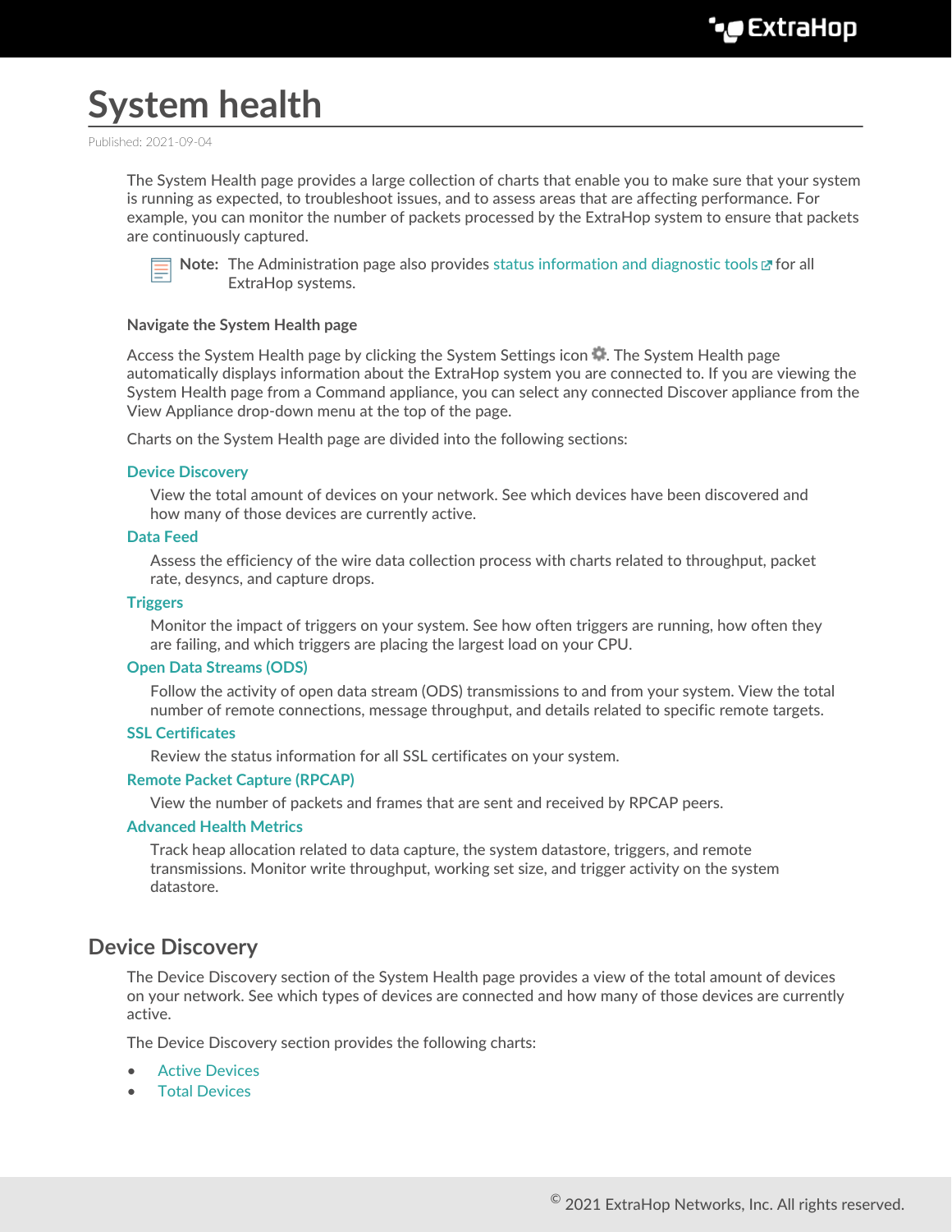# System health

Published: 2021-09-04

The System Health page provides a large collection of charts that enable you to make sure that your system is running as expected, to troubleshoot issues, and to assess areas that are affecting performance. For example, you can monitor the number of packets processed by the ExtraHop system to ensure that packets are continuously captured.

**Note:** The Administration page also provides status information and diagnostic tools for all ExtraHop systems.

**Navigate the System Health page**

Access the System Health page by clicking the System Settings icon. The System Health page automatically displays information about the ExtraHop system you are connected to. If you are viewing the System Health page from a Command appliance, you can select any connected Discover appliance from the View Appliance drop-down menu at the top of the page.

Charts on the System Health page are divided into the following sections:

**Device Discovery**
: View the total amount of devices on your network. See which devices have been discovered and how many of those devices are currently active.

**Data Feed**
: Assess the efficiency of the wire data collection process with charts related to throughput, packet rate, desyncs, and capture drops.

**Triggers**
: Monitor the impact of triggers on your system. See how often triggers are running, how often they are failing, and which triggers are placing the largest load on your CPU.

**Open Data Streams (ODS)**
: Follow the activity of open data stream (ODS) transmissions to and from your system. View the total number of remote connections, message throughput, and details related to specific remote targets.

**SSL Certificates**
: Review the status information for all SSL certificates on your system.

**Remote Packet Capture (RPCAP)**
: View the number of packets and frames that are sent and received by RPCAP peers.

**Advanced Health Metrics**
: Track heap allocation related to data capture, the system datastore, triggers, and remote transmissions. Monitor write throughput, working set size, and trigger activity on the system datastore.

## Device Discovery

The Device Discovery section of the System Health page provides a view of the total amount of devices on your network. See which types of devices are connected and how many of those devices are currently active.

The Device Discovery section provides the following charts:

- Active Devices
- Total Devices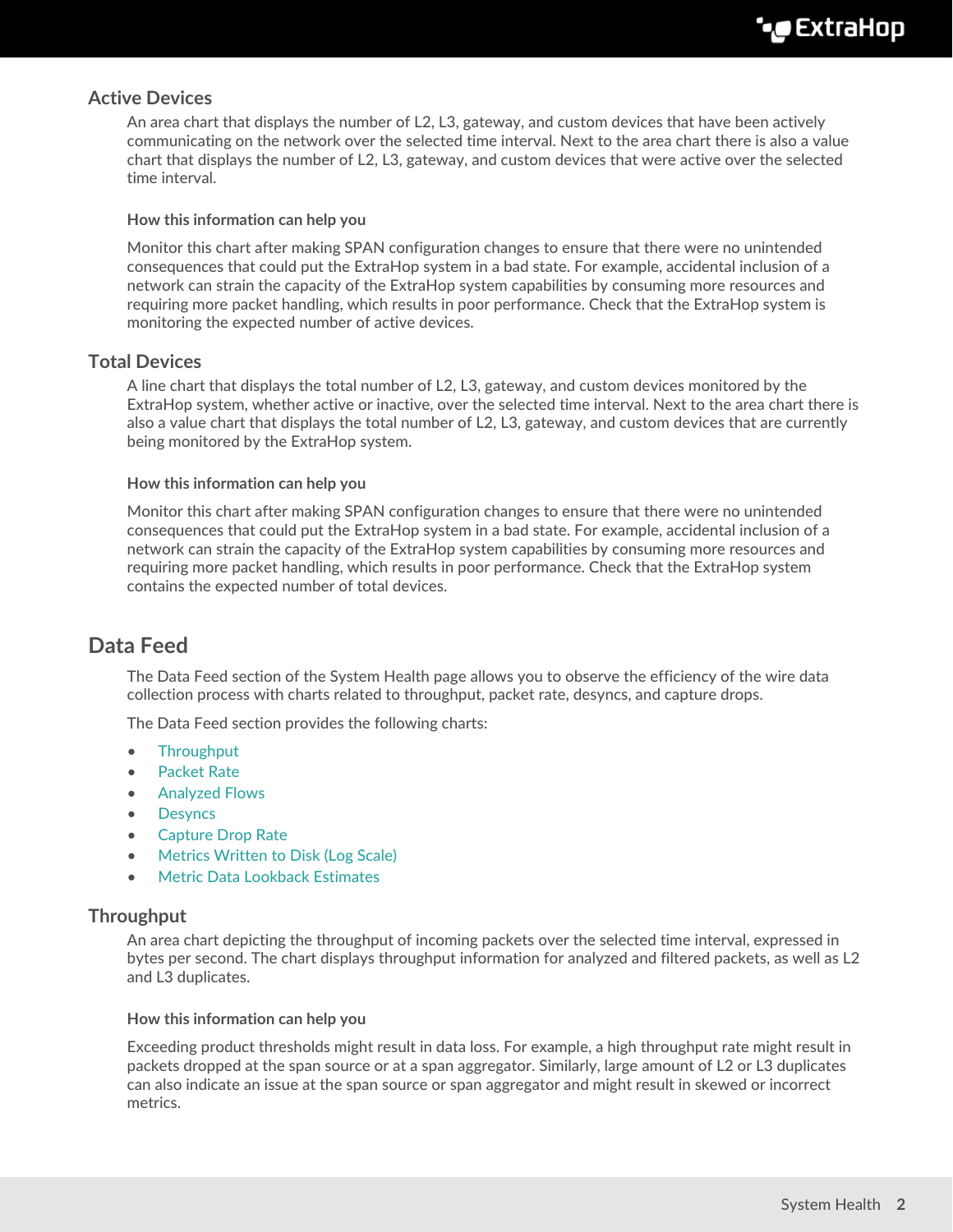### Active Devices

An area chart that displays the number of L2, L3, gateway, and custom devices that have been actively communicating on the network over the selected time interval. Next to the area chart there is also a value chart that displays the number of L2, L3, gateway, and custom devices that were active over the selected time interval.

#### How this information can help you

Monitor this chart after making SPAN configuration changes to ensure that there were no unintended consequences that could put the ExtraHop system in a bad state. For example, accidental inclusion of a network can strain the capacity of the ExtraHop system capabilities by consuming more resources and requiring more packet handling, which results in poor performance. Check that the ExtraHop system is monitoring the expected number of active devices.

### Total Devices

A line chart that displays the total number of L2, L3, gateway, and custom devices monitored by the ExtraHop system, whether active or inactive, over the selected time interval. Next to the area chart there is also a value chart that displays the total number of L2, L3, gateway, and custom devices that are currently being monitored by the ExtraHop system.

#### How this information can help you

Monitor this chart after making SPAN configuration changes to ensure that there were no unintended consequences that could put the ExtraHop system in a bad state. For example, accidental inclusion of a network can strain the capacity of the ExtraHop system capabilities by consuming more resources and requiring more packet handling, which results in poor performance. Check that the ExtraHop system contains the expected number of total devices.

## Data Feed

The Data Feed section of the System Health page allows you to observe the efficiency of the wire data collection process with charts related to throughput, packet rate, desyncs, and capture drops.

The Data Feed section provides the following charts:

- Throughput
- Packet Rate
- Analyzed Flows
- Desyncs
- Capture Drop Rate
- Metrics Written to Disk (Log Scale)
- Metric Data Lookback Estimates

### Throughput

An area chart depicting the throughput of incoming packets over the selected time interval, expressed in bytes per second. The chart displays throughput information for analyzed and filtered packets, as well as L2 and L3 duplicates.

#### How this information can help you

Exceeding product thresholds might result in data loss. For example, a high throughput rate might result in packets dropped at the span source or at a span aggregator. Similarly, large amount of L2 or L3 duplicates can also indicate an issue at the span source or span aggregator and might result in skewed or incorrect metrics.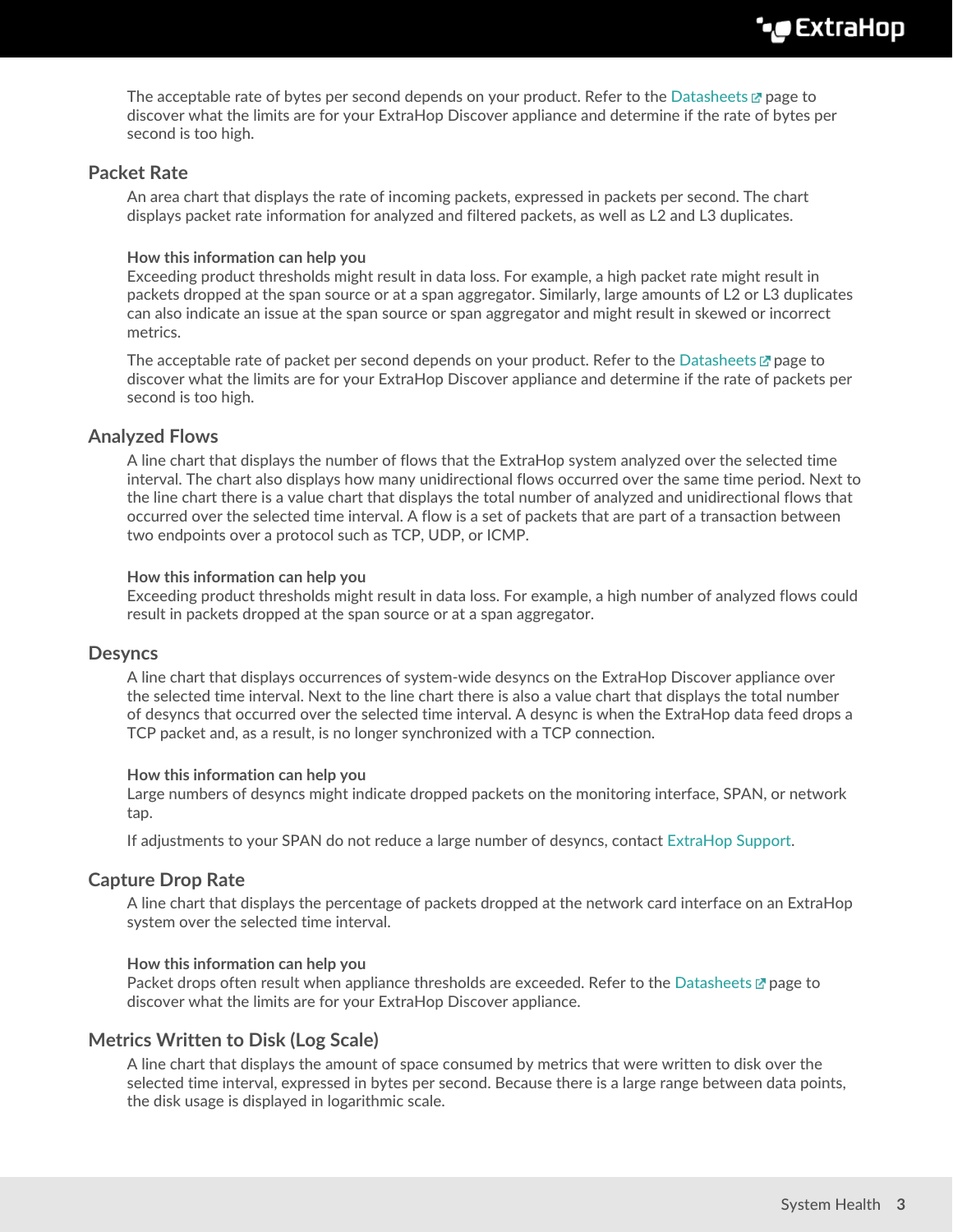The acceptable rate of bytes per second depends on your product. Refer to the Datasheets page to discover what the limits are for your ExtraHop Discover appliance and determine if the rate of bytes per second is too high.

## Packet Rate

An area chart that displays the rate of incoming packets, expressed in packets per second. The chart displays packet rate information for analyzed and filtered packets, as well as L2 and L3 duplicates.

**How this information can help you**

Exceeding product thresholds might result in data loss. For example, a high packet rate might result in packets dropped at the span source or at a span aggregator. Similarly, large amounts of L2 or L3 duplicates can also indicate an issue at the span source or span aggregator and might result in skewed or incorrect metrics.

The acceptable rate of packet per second depends on your product. Refer to the Datasheets page to discover what the limits are for your ExtraHop Discover appliance and determine if the rate of packets per second is too high.

## Analyzed Flows

A line chart that displays the number of flows that the ExtraHop system analyzed over the selected time interval. The chart also displays how many unidirectional flows occurred over the same time period. Next to the line chart there is a value chart that displays the total number of analyzed and unidirectional flows that occurred over the selected time interval. A flow is a set of packets that are part of a transaction between two endpoints over a protocol such as TCP, UDP, or ICMP.

**How this information can help you**

Exceeding product thresholds might result in data loss. For example, a high number of analyzed flows could result in packets dropped at the span source or at a span aggregator.

## Desyncs

A line chart that displays occurrences of system-wide desyncs on the ExtraHop Discover appliance over the selected time interval. Next to the line chart there is also a value chart that displays the total number of desyncs that occurred over the selected time interval. A desync is when the ExtraHop data feed drops a TCP packet and, as a result, is no longer synchronized with a TCP connection.

**How this information can help you**

Large numbers of desyncs might indicate dropped packets on the monitoring interface, SPAN, or network tap.

If adjustments to your SPAN do not reduce a large number of desyncs, contact ExtraHop Support.

## Capture Drop Rate

A line chart that displays the percentage of packets dropped at the network card interface on an ExtraHop system over the selected time interval.

**How this information can help you**

Packet drops often result when appliance thresholds are exceeded. Refer to the Datasheets page to discover what the limits are for your ExtraHop Discover appliance.

## Metrics Written to Disk (Log Scale)

A line chart that displays the amount of space consumed by metrics that were written to disk over the selected time interval, expressed in bytes per second. Because there is a large range between data points, the disk usage is displayed in logarithmic scale.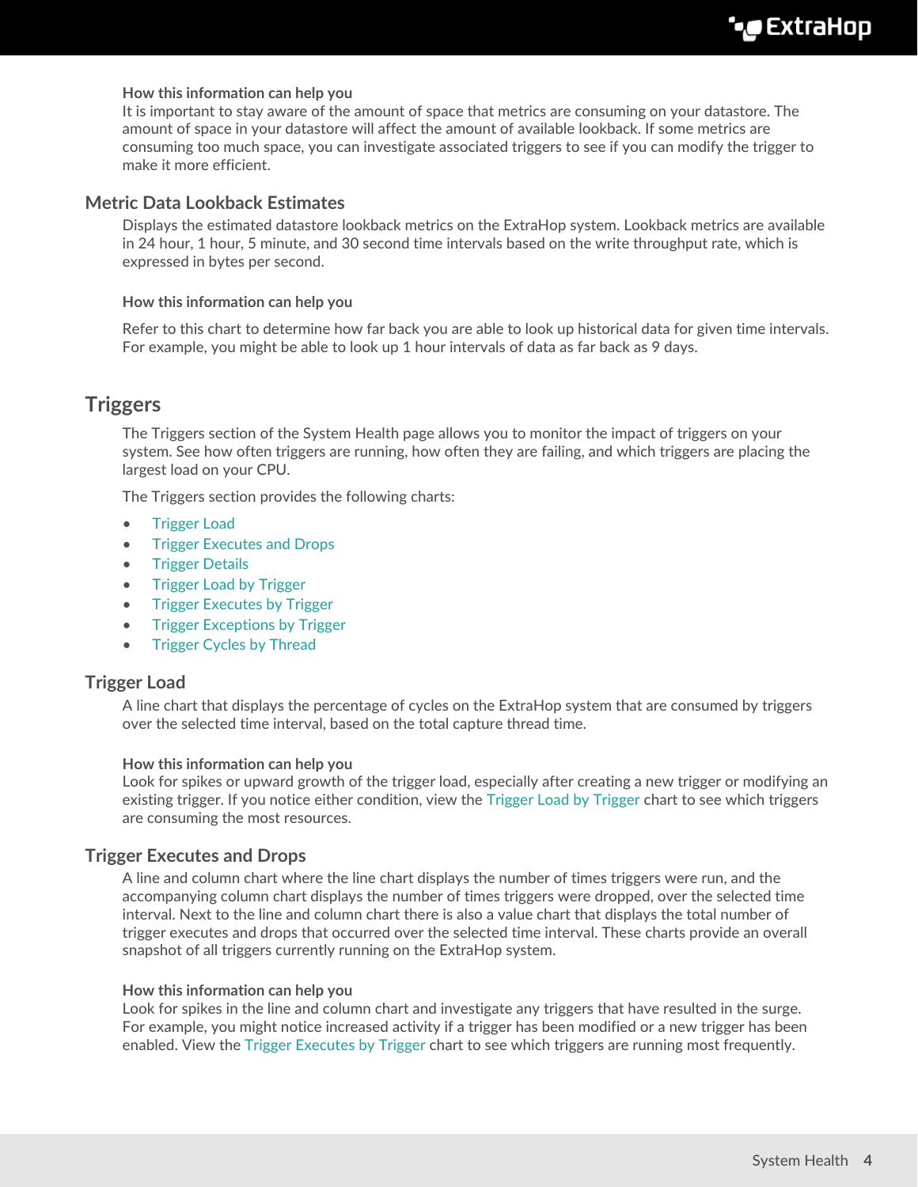**How this information can help you**

It is important to stay aware of the amount of space that metrics are consuming on your datastore. The amount of space in your datastore will affect the amount of available lookback. If some metrics are consuming too much space, you can investigate associated triggers to see if you can modify the trigger to make it more efficient.

### Metric Data Lookback Estimates

Displays the estimated datastore lookback metrics on the ExtraHop system. Lookback metrics are available in 24 hour, 1 hour, 5 minute, and 30 second time intervals based on the write throughput rate, which is expressed in bytes per second.

**How this information can help you**

Refer to this chart to determine how far back you are able to look up historical data for given time intervals. For example, you might be able to look up 1 hour intervals of data as far back as 9 days.

## Triggers

The Triggers section of the System Health page allows you to monitor the impact of triggers on your system. See how often triggers are running, how often they are failing, and which triggers are placing the largest load on your CPU.

The Triggers section provides the following charts:

- Trigger Load
- Trigger Executes and Drops
- Trigger Details
- Trigger Load by Trigger
- Trigger Executes by Trigger
- Trigger Exceptions by Trigger
- Trigger Cycles by Thread

### Trigger Load

A line chart that displays the percentage of cycles on the ExtraHop system that are consumed by triggers over the selected time interval, based on the total capture thread time.

**How this information can help you**

Look for spikes or upward growth of the trigger load, especially after creating a new trigger or modifying an existing trigger. If you notice either condition, view the Trigger Load by Trigger chart to see which triggers are consuming the most resources.

### Trigger Executes and Drops

A line and column chart where the line chart displays the number of times triggers were run, and the accompanying column chart displays the number of times triggers were dropped, over the selected time interval. Next to the line and column chart there is also a value chart that displays the total number of trigger executes and drops that occurred over the selected time interval. These charts provide an overall snapshot of all triggers currently running on the ExtraHop system.

**How this information can help you**

Look for spikes in the line and column chart and investigate any triggers that have resulted in the surge. For example, you might notice increased activity if a trigger has been modified or a new trigger has been enabled. View the Trigger Executes by Trigger chart to see which triggers are running most frequently.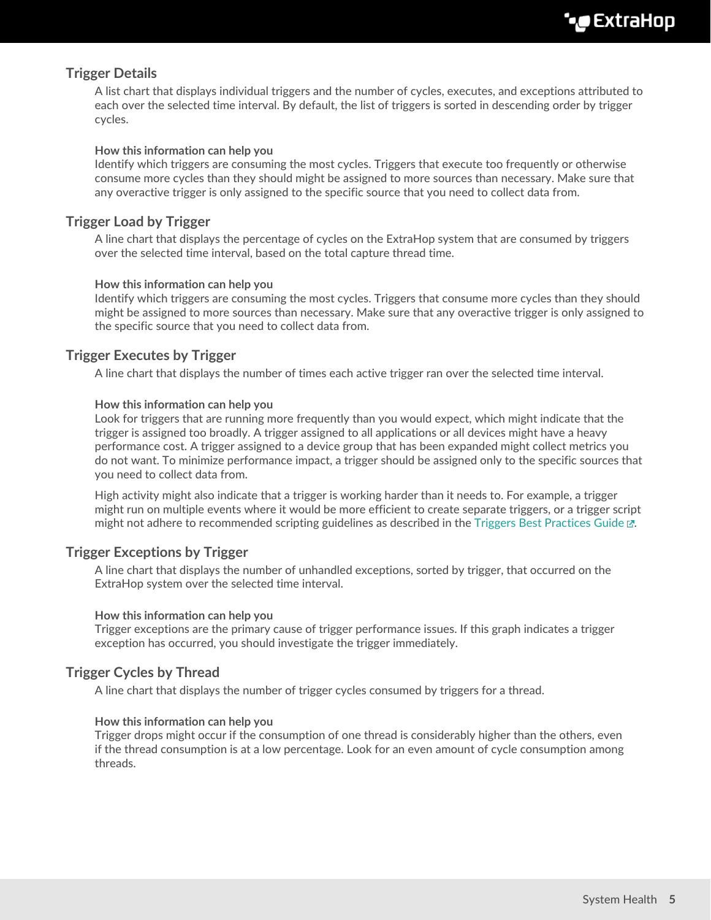### Trigger Details

A list chart that displays individual triggers and the number of cycles, executes, and exceptions attributed to each over the selected time interval. By default, the list of triggers is sorted in descending order by trigger cycles.

**How this information can help you**

Identify which triggers are consuming the most cycles. Triggers that execute too frequently or otherwise consume more cycles than they should might be assigned to more sources than necessary. Make sure that any overactive trigger is only assigned to the specific source that you need to collect data from.

### Trigger Load by Trigger

A line chart that displays the percentage of cycles on the ExtraHop system that are consumed by triggers over the selected time interval, based on the total capture thread time.

**How this information can help you**

Identify which triggers are consuming the most cycles. Triggers that consume more cycles than they should might be assigned to more sources than necessary. Make sure that any overactive trigger is only assigned to the specific source that you need to collect data from.

### Trigger Executes by Trigger

A line chart that displays the number of times each active trigger ran over the selected time interval.

**How this information can help you**

Look for triggers that are running more frequently than you would expect, which might indicate that the trigger is assigned too broadly. A trigger assigned to all applications or all devices might have a heavy performance cost. A trigger assigned to a device group that has been expanded might collect metrics you do not want. To minimize performance impact, a trigger should be assigned only to the specific sources that you need to collect data from.

High activity might also indicate that a trigger is working harder than it needs to. For example, a trigger might run on multiple events where it would be more efficient to create separate triggers, or a trigger script might not adhere to recommended scripting guidelines as described in the Triggers Best Practices Guide.

### Trigger Exceptions by Trigger

A line chart that displays the number of unhandled exceptions, sorted by trigger, that occurred on the ExtraHop system over the selected time interval.

**How this information can help you**

Trigger exceptions are the primary cause of trigger performance issues. If this graph indicates a trigger exception has occurred, you should investigate the trigger immediately.

### Trigger Cycles by Thread

A line chart that displays the number of trigger cycles consumed by triggers for a thread.

**How this information can help you**

Trigger drops might occur if the consumption of one thread is considerably higher than the others, even if the thread consumption is at a low percentage. Look for an even amount of cycle consumption among threads.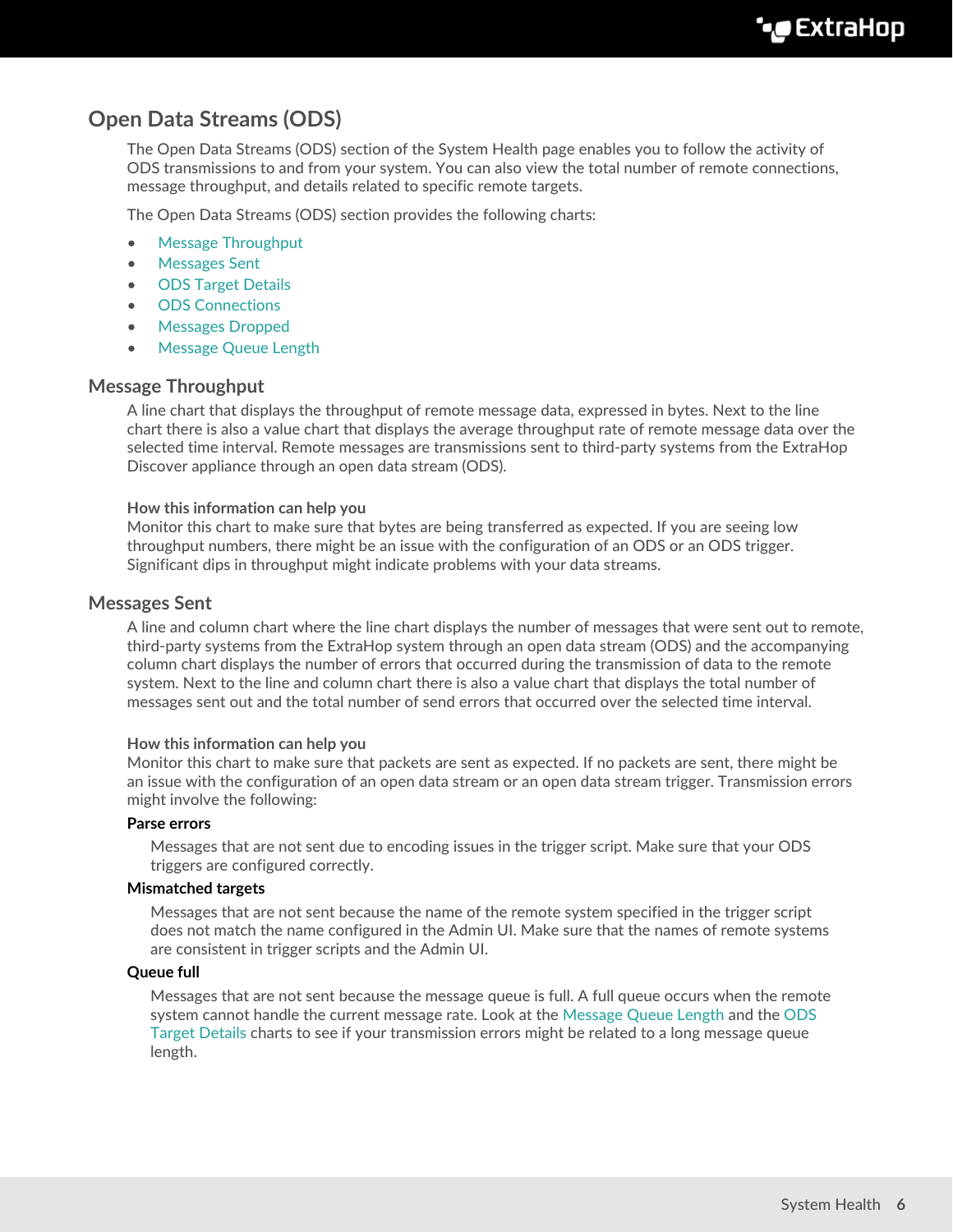## Open Data Streams (ODS)

The Open Data Streams (ODS) section of the System Health page enables you to follow the activity of ODS transmissions to and from your system. You can also view the total number of remote connections, message throughput, and details related to specific remote targets.

The Open Data Streams (ODS) section provides the following charts:

- Message Throughput
- Messages Sent
- ODS Target Details
- ODS Connections
- Messages Dropped
- Message Queue Length

### Message Throughput

A line chart that displays the throughput of remote message data, expressed in bytes. Next to the line chart there is also a value chart that displays the average throughput rate of remote message data over the selected time interval. Remote messages are transmissions sent to third-party systems from the ExtraHop Discover appliance through an open data stream (ODS).

**How this information can help you**

Monitor this chart to make sure that bytes are being transferred as expected. If you are seeing low throughput numbers, there might be an issue with the configuration of an ODS or an ODS trigger. Significant dips in throughput might indicate problems with your data streams.

### Messages Sent

A line and column chart where the line chart displays the number of messages that were sent out to remote, third-party systems from the ExtraHop system through an open data stream (ODS) and the accompanying column chart displays the number of errors that occurred during the transmission of data to the remote system. Next to the line and column chart there is also a value chart that displays the total number of messages sent out and the total number of send errors that occurred over the selected time interval.

**How this information can help you**

Monitor this chart to make sure that packets are sent as expected. If no packets are sent, there might be an issue with the configuration of an open data stream or an open data stream trigger. Transmission errors might involve the following:

**Parse errors**

Messages that are not sent due to encoding issues in the trigger script. Make sure that your ODS triggers are configured correctly.

**Mismatched targets**

Messages that are not sent because the name of the remote system specified in the trigger script does not match the name configured in the Admin UI. Make sure that the names of remote systems are consistent in trigger scripts and the Admin UI.

**Queue full**

Messages that are not sent because the message queue is full. A full queue occurs when the remote system cannot handle the current message rate. Look at the Message Queue Length and the ODS Target Details charts to see if your transmission errors might be related to a long message queue length.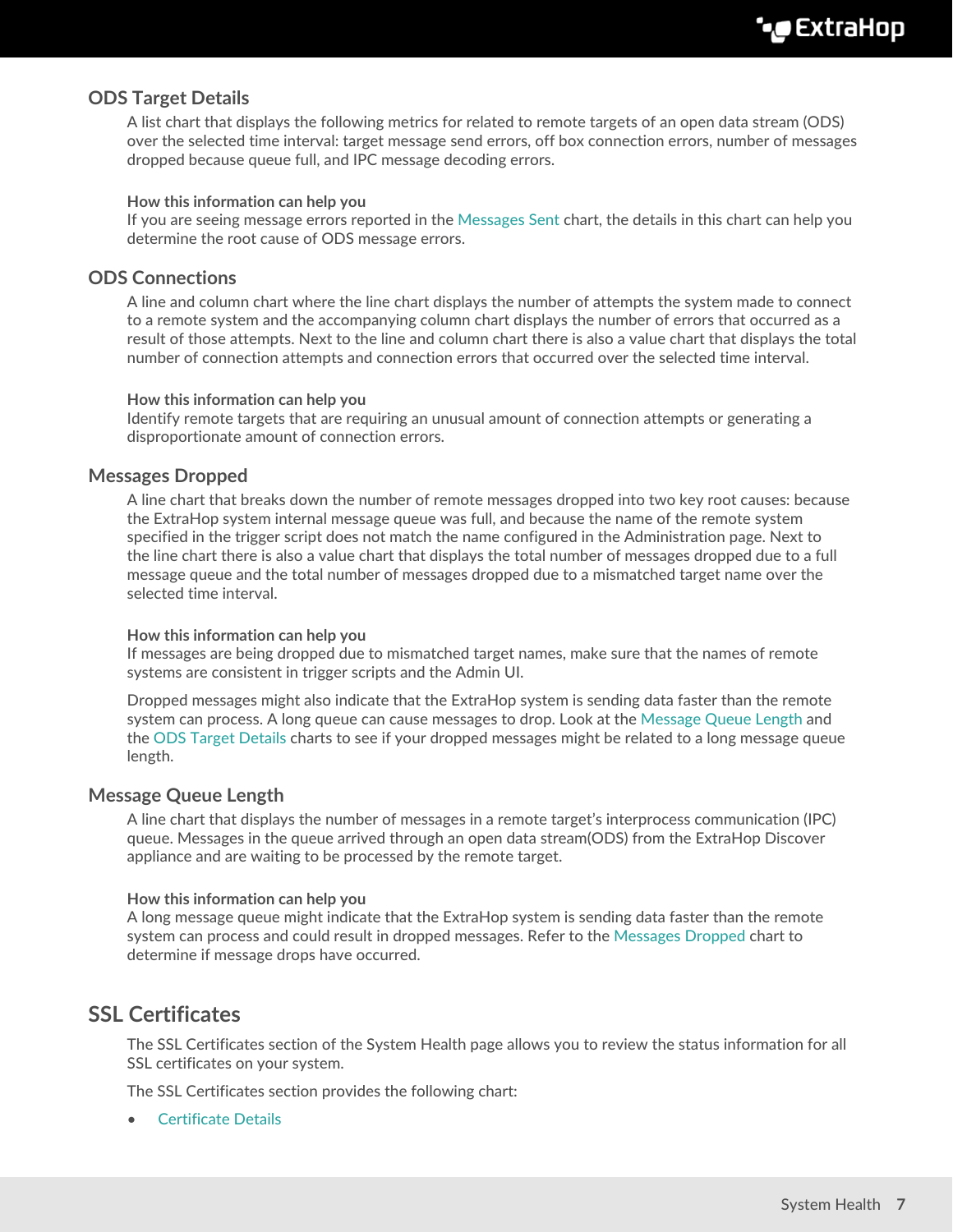### ODS Target Details

A list chart that displays the following metrics for related to remote targets of an open data stream (ODS) over the selected time interval: target message send errors, off box connection errors, number of messages dropped because queue full, and IPC message decoding errors.

#### How this information can help you

If you are seeing message errors reported in the Messages Sent chart, the details in this chart can help you determine the root cause of ODS message errors.

### ODS Connections

A line and column chart where the line chart displays the number of attempts the system made to connect to a remote system and the accompanying column chart displays the number of errors that occurred as a result of those attempts. Next to the line and column chart there is also a value chart that displays the total number of connection attempts and connection errors that occurred over the selected time interval.

#### How this information can help you

Identify remote targets that are requiring an unusual amount of connection attempts or generating a disproportionate amount of connection errors.

### Messages Dropped

A line chart that breaks down the number of remote messages dropped into two key root causes: because the ExtraHop system internal message queue was full, and because the name of the remote system specified in the trigger script does not match the name configured in the Administration page. Next to the line chart there is also a value chart that displays the total number of messages dropped due to a full message queue and the total number of messages dropped due to a mismatched target name over the selected time interval.

#### How this information can help you

If messages are being dropped due to mismatched target names, make sure that the names of remote systems are consistent in trigger scripts and the Admin UI.

Dropped messages might also indicate that the ExtraHop system is sending data faster than the remote system can process. A long queue can cause messages to drop. Look at the Message Queue Length and the ODS Target Details charts to see if your dropped messages might be related to a long message queue length.

### Message Queue Length

A line chart that displays the number of messages in a remote target's interprocess communication (IPC) queue. Messages in the queue arrived through an open data stream(ODS) from the ExtraHop Discover appliance and are waiting to be processed by the remote target.

#### How this information can help you

A long message queue might indicate that the ExtraHop system is sending data faster than the remote system can process and could result in dropped messages. Refer to the Messages Dropped chart to determine if message drops have occurred.

## SSL Certificates

The SSL Certificates section of the System Health page allows you to review the status information for all SSL certificates on your system.

The SSL Certificates section provides the following chart:

- Certificate Details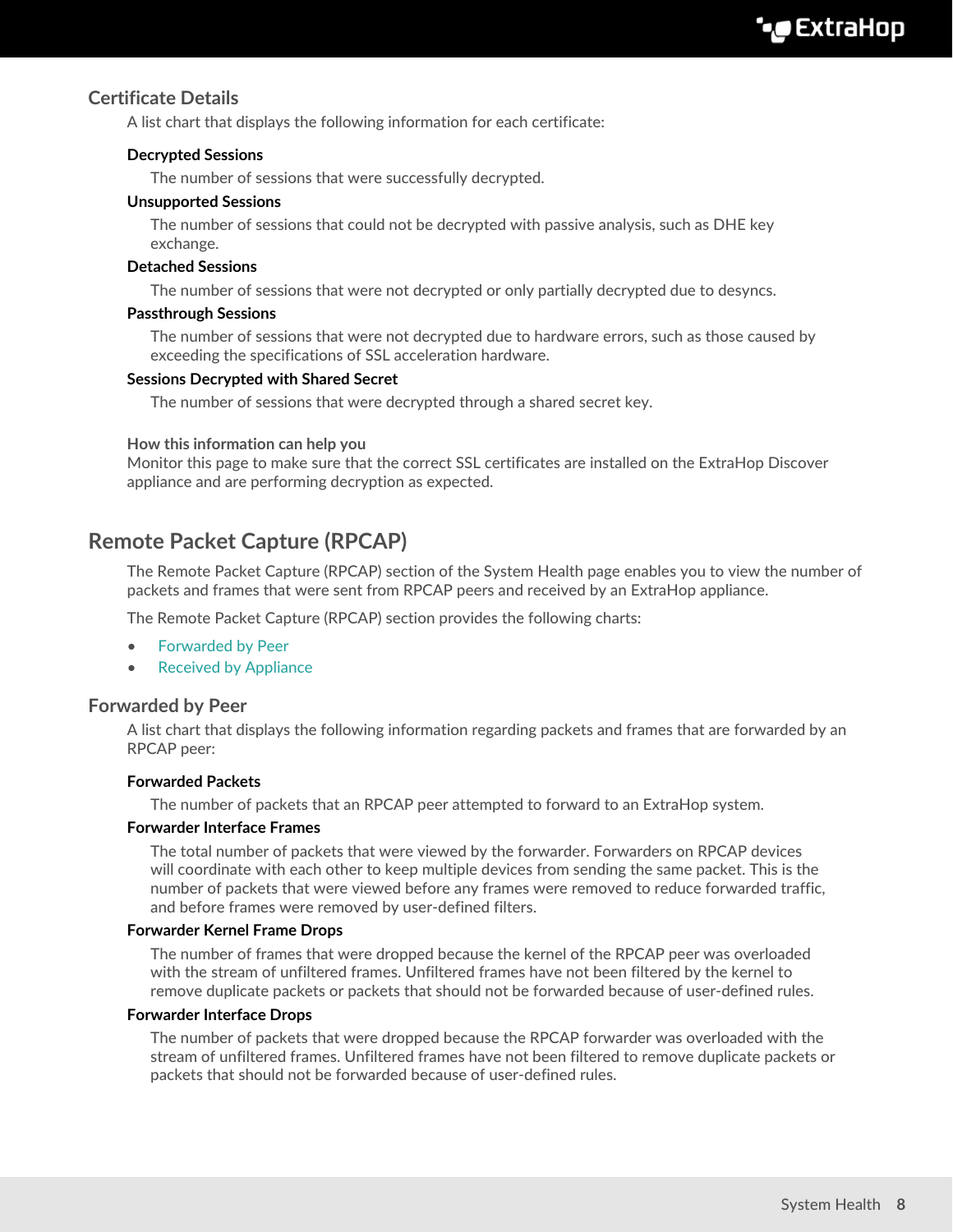### Certificate Details

A list chart that displays the following information for each certificate:

**Decrypted Sessions**

The number of sessions that were successfully decrypted.

**Unsupported Sessions**

The number of sessions that could not be decrypted with passive analysis, such as DHE key exchange.

**Detached Sessions**

The number of sessions that were not decrypted or only partially decrypted due to desyncs.

**Passthrough Sessions**

The number of sessions that were not decrypted due to hardware errors, such as those caused by exceeding the specifications of SSL acceleration hardware.

**Sessions Decrypted with Shared Secret**

The number of sessions that were decrypted through a shared secret key.

**How this information can help you**

Monitor this page to make sure that the correct SSL certificates are installed on the ExtraHop Discover appliance and are performing decryption as expected.

## Remote Packet Capture (RPCAP)

The Remote Packet Capture (RPCAP) section of the System Health page enables you to view the number of packets and frames that were sent from RPCAP peers and received by an ExtraHop appliance.

The Remote Packet Capture (RPCAP) section provides the following charts:

- Forwarded by Peer
- Received by Appliance

### Forwarded by Peer

A list chart that displays the following information regarding packets and frames that are forwarded by an RPCAP peer:

**Forwarded Packets**

The number of packets that an RPCAP peer attempted to forward to an ExtraHop system.

**Forwarder Interface Frames**

The total number of packets that were viewed by the forwarder. Forwarders on RPCAP devices will coordinate with each other to keep multiple devices from sending the same packet. This is the number of packets that were viewed before any frames were removed to reduce forwarded traffic, and before frames were removed by user-defined filters.

**Forwarder Kernel Frame Drops**

The number of frames that were dropped because the kernel of the RPCAP peer was overloaded with the stream of unfiltered frames. Unfiltered frames have not been filtered by the kernel to remove duplicate packets or packets that should not be forwarded because of user-defined rules.

**Forwarder Interface Drops**

The number of packets that were dropped because the RPCAP forwarder was overloaded with the stream of unfiltered frames. Unfiltered frames have not been filtered to remove duplicate packets or packets that should not be forwarded because of user-defined rules.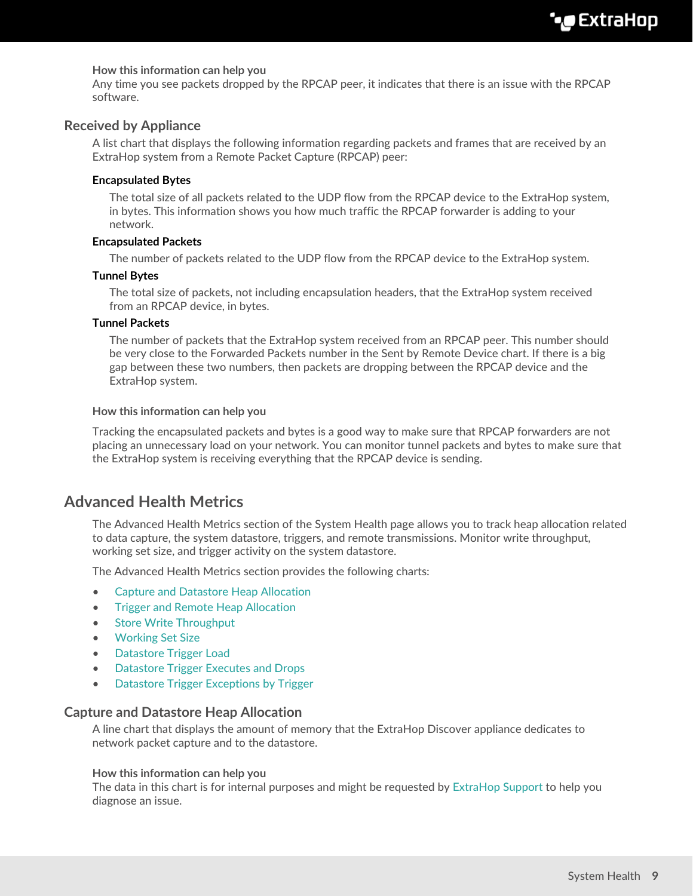**How this information can help you**

Any time you see packets dropped by the RPCAP peer, it indicates that there is an issue with the RPCAP software.

### Received by Appliance

A list chart that displays the following information regarding packets and frames that are received by an ExtraHop system from a Remote Packet Capture (RPCAP) peer:

**Encapsulated Bytes**

The total size of all packets related to the UDP flow from the RPCAP device to the ExtraHop system, in bytes. This information shows you how much traffic the RPCAP forwarder is adding to your network.

**Encapsulated Packets**

The number of packets related to the UDP flow from the RPCAP device to the ExtraHop system.

**Tunnel Bytes**

The total size of packets, not including encapsulation headers, that the ExtraHop system received from an RPCAP device, in bytes.

**Tunnel Packets**

The number of packets that the ExtraHop system received from an RPCAP peer. This number should be very close to the Forwarded Packets number in the Sent by Remote Device chart. If there is a big gap between these two numbers, then packets are dropping between the RPCAP device and the ExtraHop system.

**How this information can help you**

Tracking the encapsulated packets and bytes is a good way to make sure that RPCAP forwarders are not placing an unnecessary load on your network. You can monitor tunnel packets and bytes to make sure that the ExtraHop system is receiving everything that the RPCAP device is sending.

## Advanced Health Metrics

The Advanced Health Metrics section of the System Health page allows you to track heap allocation related to data capture, the system datastore, triggers, and remote transmissions. Monitor write throughput, working set size, and trigger activity on the system datastore.

The Advanced Health Metrics section provides the following charts:

- Capture and Datastore Heap Allocation
- Trigger and Remote Heap Allocation
- Store Write Throughput
- Working Set Size
- Datastore Trigger Load
- Datastore Trigger Executes and Drops
- Datastore Trigger Exceptions by Trigger

### Capture and Datastore Heap Allocation

A line chart that displays the amount of memory that the ExtraHop Discover appliance dedicates to network packet capture and to the datastore.

**How this information can help you**

The data in this chart is for internal purposes and might be requested by ExtraHop Support to help you diagnose an issue.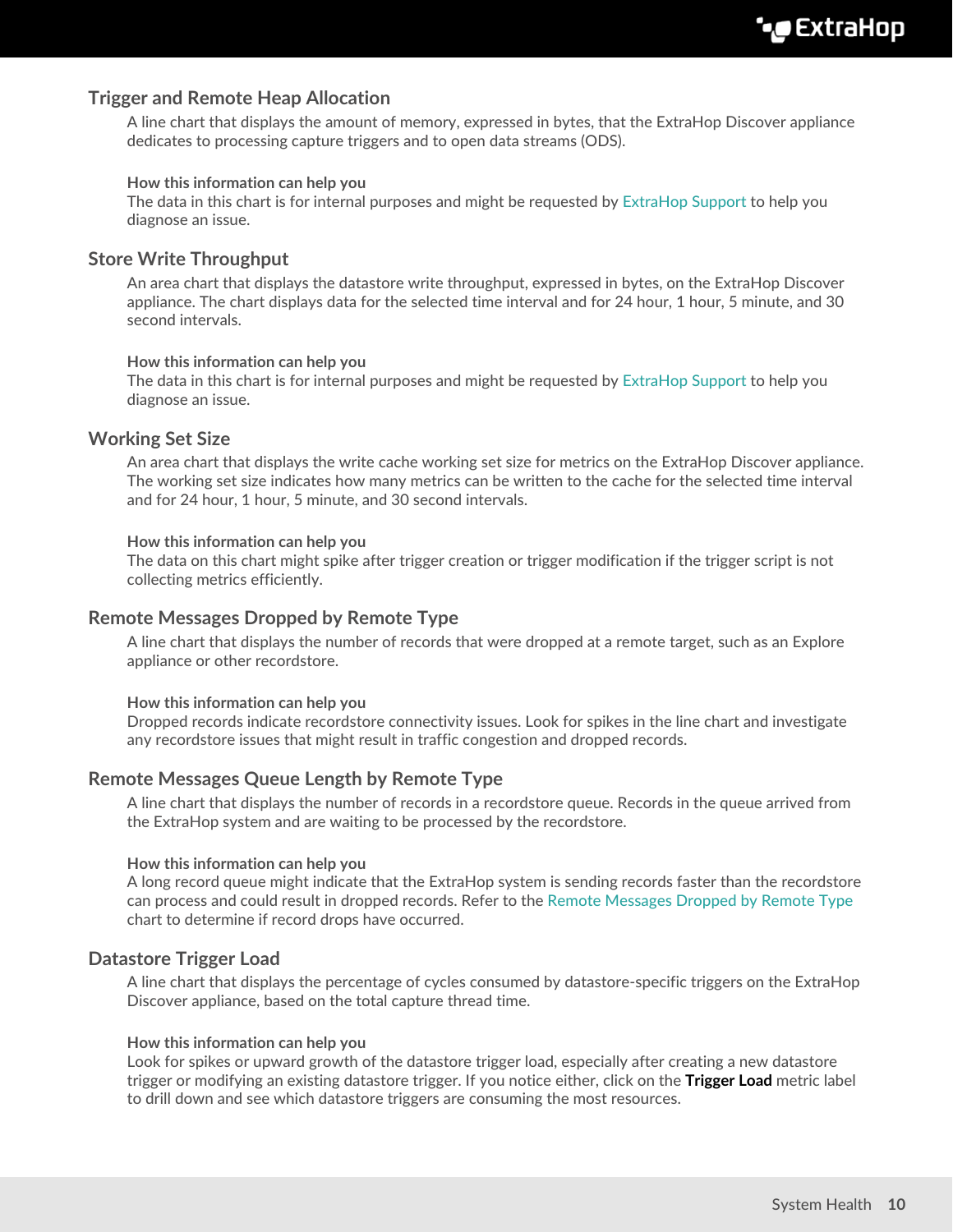### Trigger and Remote Heap Allocation

A line chart that displays the amount of memory, expressed in bytes, that the ExtraHop Discover appliance dedicates to processing capture triggers and to open data streams (ODS).

**How this information can help you**

The data in this chart is for internal purposes and might be requested by ExtraHop Support to help you diagnose an issue.

### Store Write Throughput

An area chart that displays the datastore write throughput, expressed in bytes, on the ExtraHop Discover appliance. The chart displays data for the selected time interval and for 24 hour, 1 hour, 5 minute, and 30 second intervals.

**How this information can help you**

The data in this chart is for internal purposes and might be requested by ExtraHop Support to help you diagnose an issue.

### Working Set Size

An area chart that displays the write cache working set size for metrics on the ExtraHop Discover appliance. The working set size indicates how many metrics can be written to the cache for the selected time interval and for 24 hour, 1 hour, 5 minute, and 30 second intervals.

**How this information can help you**

The data on this chart might spike after trigger creation or trigger modification if the trigger script is not collecting metrics efficiently.

### Remote Messages Dropped by Remote Type

A line chart that displays the number of records that were dropped at a remote target, such as an Explore appliance or other recordstore.

**How this information can help you**

Dropped records indicate recordstore connectivity issues. Look for spikes in the line chart and investigate any recordstore issues that might result in traffic congestion and dropped records.

### Remote Messages Queue Length by Remote Type

A line chart that displays the number of records in a recordstore queue. Records in the queue arrived from the ExtraHop system and are waiting to be processed by the recordstore.

**How this information can help you**

A long record queue might indicate that the ExtraHop system is sending records faster than the recordstore can process and could result in dropped records. Refer to the Remote Messages Dropped by Remote Type chart to determine if record drops have occurred.

### Datastore Trigger Load

A line chart that displays the percentage of cycles consumed by datastore-specific triggers on the ExtraHop Discover appliance, based on the total capture thread time.

**How this information can help you**

Look for spikes or upward growth of the datastore trigger load, especially after creating a new datastore trigger or modifying an existing datastore trigger. If you notice either, click on the **Trigger Load** metric label to drill down and see which datastore triggers are consuming the most resources.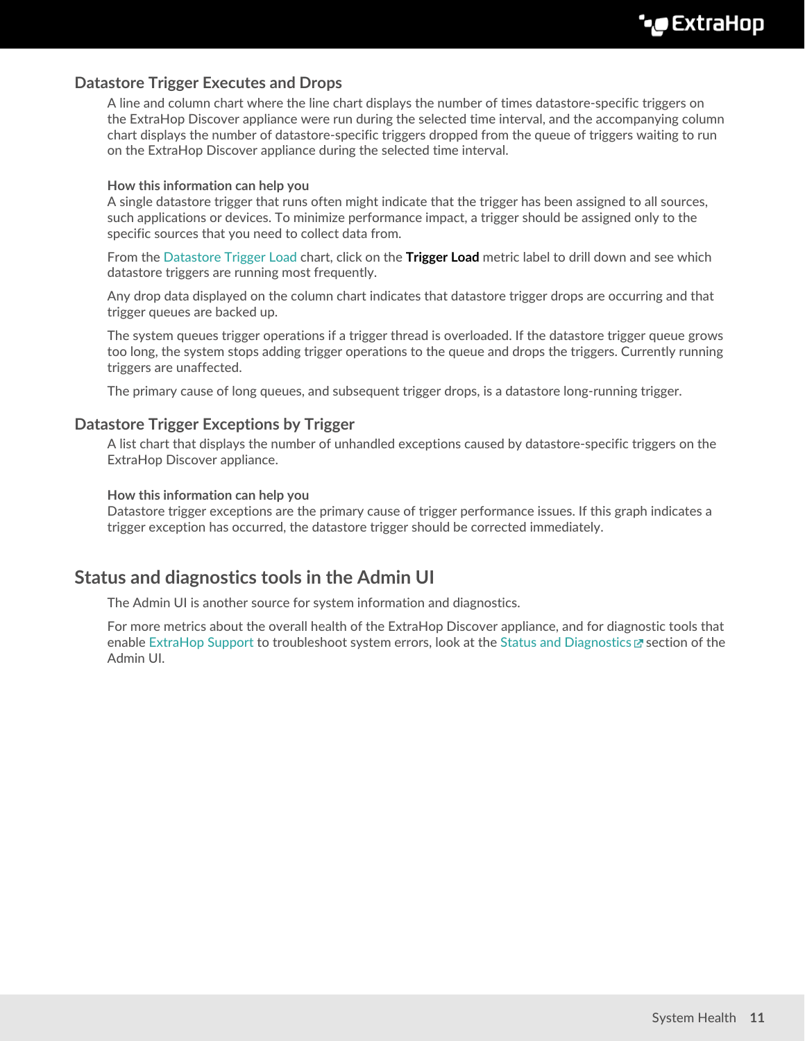### Datastore Trigger Executes and Drops

A line and column chart where the line chart displays the number of times datastore-specific triggers on the ExtraHop Discover appliance were run during the selected time interval, and the accompanying column chart displays the number of datastore-specific triggers dropped from the queue of triggers waiting to run on the ExtraHop Discover appliance during the selected time interval.

**How this information can help you**

A single datastore trigger that runs often might indicate that the trigger has been assigned to all sources, such applications or devices. To minimize performance impact, a trigger should be assigned only to the specific sources that you need to collect data from.

From the Datastore Trigger Load chart, click on the **Trigger Load** metric label to drill down and see which datastore triggers are running most frequently.

Any drop data displayed on the column chart indicates that datastore trigger drops are occurring and that trigger queues are backed up.

The system queues trigger operations if a trigger thread is overloaded. If the datastore trigger queue grows too long, the system stops adding trigger operations to the queue and drops the triggers. Currently running triggers are unaffected.

The primary cause of long queues, and subsequent trigger drops, is a datastore long-running trigger.

### Datastore Trigger Exceptions by Trigger

A list chart that displays the number of unhandled exceptions caused by datastore-specific triggers on the ExtraHop Discover appliance.

**How this information can help you**

Datastore trigger exceptions are the primary cause of trigger performance issues. If this graph indicates a trigger exception has occurred, the datastore trigger should be corrected immediately.

## Status and diagnostics tools in the Admin UI

The Admin UI is another source for system information and diagnostics.

For more metrics about the overall health of the ExtraHop Discover appliance, and for diagnostic tools that enable ExtraHop Support to troubleshoot system errors, look at the Status and Diagnostics section of the Admin UI.